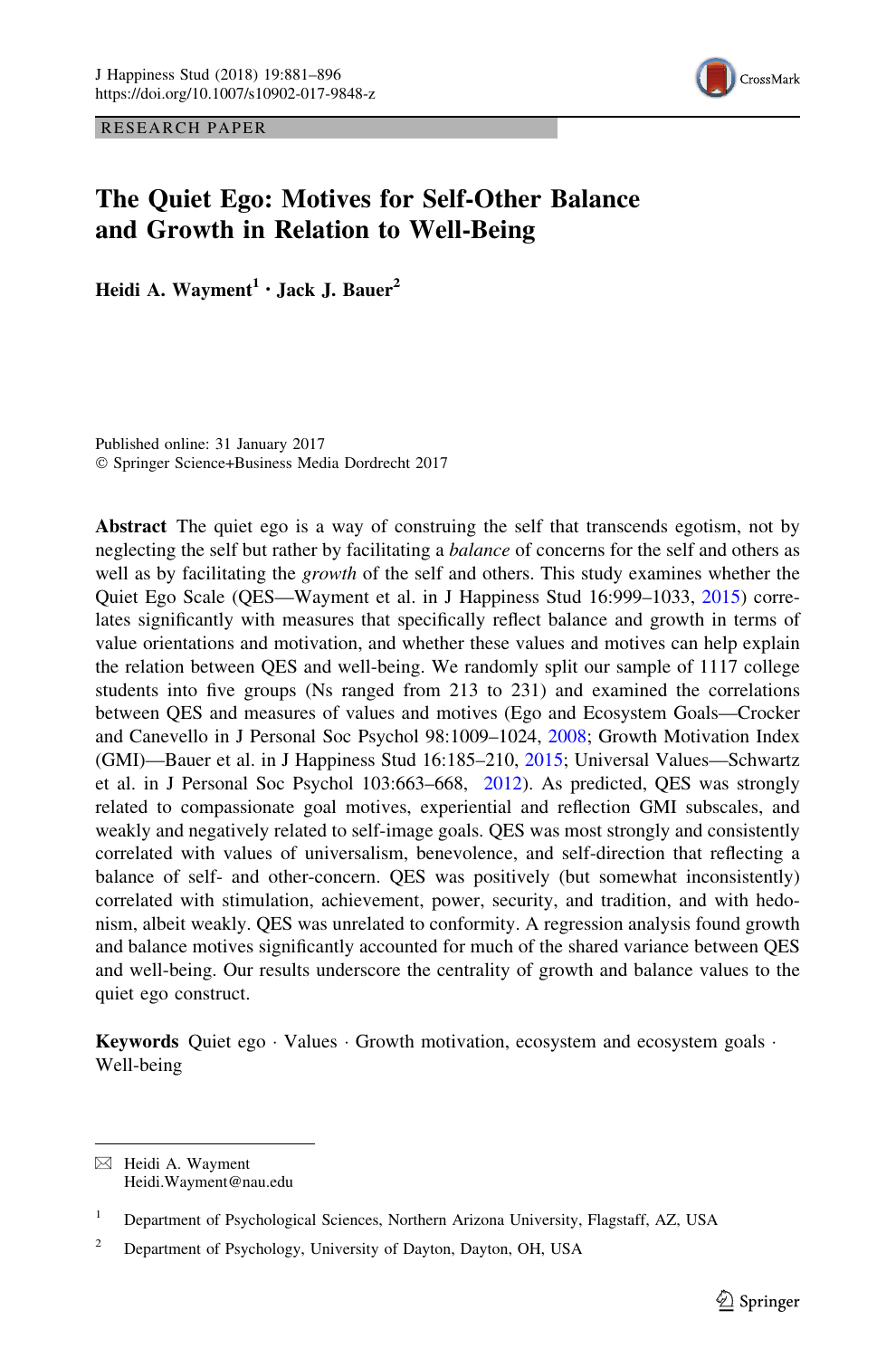RESEARCH PAPER

# The Quiet Ego: Motives for Self-Other Balance and Growth in Relation to Well-Being

**Heidi A. Wayment[1] · Jack J. Bauer[2]**

Published online: 31 January 2017
© Springer Science+Business Media Dordrecht 2017

**Abstract** The quiet ego is a way of construing the self that transcends egotism, not by neglecting the self but rather by facilitating a *balance* of concerns for the self and others as well as by facilitating the *growth* of the self and others. This study examines whether the Quiet Ego Scale (QES—Wayment et al. in J Happiness Stud 16:999–1033, 2015) correlates significantly with measures that specifically reflect balance and growth in terms of value orientations and motivation, and whether these values and motives can help explain the relation between QES and well-being. We randomly split our sample of 1117 college students into five groups (Ns ranged from 213 to 231) and examined the correlations between QES and measures of values and motives (Ego and Ecosystem Goals—Crocker and Canevello in J Personal Soc Psychol 98:1009–1024, 2008; Growth Motivation Index (GMI)—Bauer et al. in J Happiness Stud 16:185–210, 2015; Universal Values—Schwartz et al. in J Personal Soc Psychol 103:663–668, 2012). As predicted, QES was strongly related to compassionate goal motives, experiential and reflection GMI subscales, and weakly and negatively related to self-image goals. QES was most strongly and consistently correlated with values of universalism, benevolence, and self-direction that reflecting a balance of self- and other-concern. QES was positively (but somewhat inconsistently) correlated with stimulation, achievement, power, security, and tradition, and with hedonism, albeit weakly. QES was unrelated to conformity. A regression analysis found growth and balance motives significantly accounted for much of the shared variance between QES and well-being. Our results underscore the centrality of growth and balance values to the quiet ego construct.

**Keywords** Quiet ego · Values · Growth motivation, ecosystem and ecosystem goals · Well-being

---

✉ Heidi A. Wayment
Heidi.Wayment@nau.edu

[1] Department of Psychological Sciences, Northern Arizona University, Flagstaff, AZ, USA

[2] Department of Psychology, University of Dayton, Dayton, OH, USA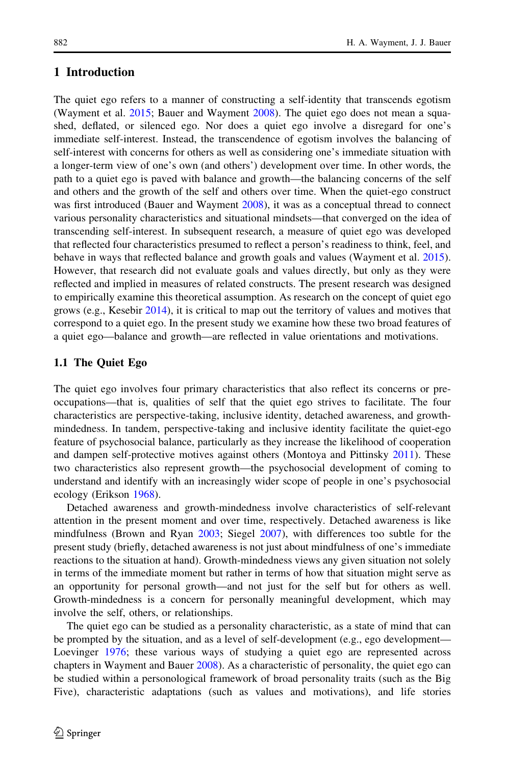## 1 Introduction

The quiet ego refers to a manner of constructing a self-identity that transcends egotism (Wayment et al. 2015; Bauer and Wayment 2008). The quiet ego does not mean a squashed, deflated, or silenced ego. Nor does a quiet ego involve a disregard for one's immediate self-interest. Instead, the transcendence of egotism involves the balancing of self-interest with concerns for others as well as considering one's immediate situation with a longer-term view of one's own (and others') development over time. In other words, the path to a quiet ego is paved with balance and growth—the balancing concerns of the self and others and the growth of the self and others over time. When the quiet-ego construct was first introduced (Bauer and Wayment 2008), it was as a conceptual thread to connect various personality characteristics and situational mindsets—that converged on the idea of transcending self-interest. In subsequent research, a measure of quiet ego was developed that reflected four characteristics presumed to reflect a person's readiness to think, feel, and behave in ways that reflected balance and growth goals and values (Wayment et al. 2015). However, that research did not evaluate goals and values directly, but only as they were reflected and implied in measures of related constructs. The present research was designed to empirically examine this theoretical assumption. As research on the concept of quiet ego grows (e.g., Kesebir 2014), it is critical to map out the territory of values and motives that correspond to a quiet ego. In the present study we examine how these two broad features of a quiet ego—balance and growth—are reflected in value orientations and motivations.

### 1.1 The Quiet Ego

The quiet ego involves four primary characteristics that also reflect its concerns or preoccupations—that is, qualities of self that the quiet ego strives to facilitate. The four characteristics are perspective-taking, inclusive identity, detached awareness, and growth-mindedness. In tandem, perspective-taking and inclusive identity facilitate the quiet-ego feature of psychosocial balance, particularly as they increase the likelihood of cooperation and dampen self-protective motives against others (Montoya and Pittinsky 2011). These two characteristics also represent growth—the psychosocial development of coming to understand and identify with an increasingly wider scope of people in one's psychosocial ecology (Erikson 1968).

Detached awareness and growth-mindedness involve characteristics of self-relevant attention in the present moment and over time, respectively. Detached awareness is like mindfulness (Brown and Ryan 2003; Siegel 2007), with differences too subtle for the present study (briefly, detached awareness is not just about mindfulness of one's immediate reactions to the situation at hand). Growth-mindedness views any given situation not solely in terms of the immediate moment but rather in terms of how that situation might serve as an opportunity for personal growth—and not just for the self but for others as well. Growth-mindedness is a concern for personally meaningful development, which may involve the self, others, or relationships.

The quiet ego can be studied as a personality characteristic, as a state of mind that can be prompted by the situation, and as a level of self-development (e.g., ego development—Loevinger 1976; these various ways of studying a quiet ego are represented across chapters in Wayment and Bauer 2008). As a characteristic of personality, the quiet ego can be studied within a personological framework of broad personality traits (such as the Big Five), characteristic adaptations (such as values and motivations), and life stories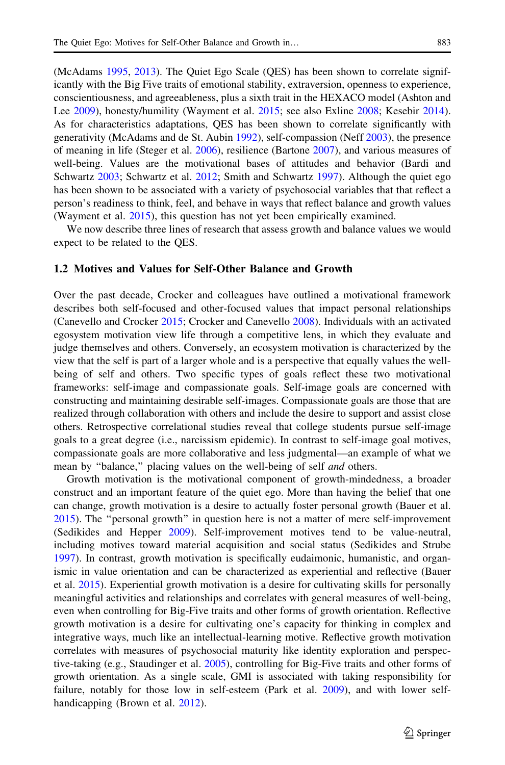(McAdams 1995, 2013). The Quiet Ego Scale (QES) has been shown to correlate significantly with the Big Five traits of emotional stability, extraversion, openness to experience, conscientiousness, and agreeableness, plus a sixth trait in the HEXACO model (Ashton and Lee 2009), honesty/humility (Wayment et al. 2015; see also Exline 2008; Kesebir 2014). As for characteristics adaptations, QES has been shown to correlate significantly with generativity (McAdams and de St. Aubin 1992), self-compassion (Neff 2003), the presence of meaning in life (Steger et al. 2006), resilience (Bartone 2007), and various measures of well-being. Values are the motivational bases of attitudes and behavior (Bardi and Schwartz 2003; Schwartz et al. 2012; Smith and Schwartz 1997). Although the quiet ego has been shown to be associated with a variety of psychosocial variables that that reflect a person's readiness to think, feel, and behave in ways that reflect balance and growth values (Wayment et al. 2015), this question has not yet been empirically examined.

We now describe three lines of research that assess growth and balance values we would expect to be related to the QES.

## 1.2 Motives and Values for Self-Other Balance and Growth

Over the past decade, Crocker and colleagues have outlined a motivational framework describes both self-focused and other-focused values that impact personal relationships (Canevello and Crocker 2015; Crocker and Canevello 2008). Individuals with an activated egosystem motivation view life through a competitive lens, in which they evaluate and judge themselves and others. Conversely, an ecosystem motivation is characterized by the view that the self is part of a larger whole and is a perspective that equally values the well-being of self and others. Two specific types of goals reflect these two motivational frameworks: self-image and compassionate goals. Self-image goals are concerned with constructing and maintaining desirable self-images. Compassionate goals are those that are realized through collaboration with others and include the desire to support and assist close others. Retrospective correlational studies reveal that college students pursue self-image goals to a great degree (i.e., narcissism epidemic). In contrast to self-image goal motives, compassionate goals are more collaborative and less judgmental—an example of what we mean by "balance," placing values on the well-being of self *and* others.

Growth motivation is the motivational component of growth-mindedness, a broader construct and an important feature of the quiet ego. More than having the belief that one can change, growth motivation is a desire to actually foster personal growth (Bauer et al. 2015). The "personal growth" in question here is not a matter of mere self-improvement (Sedikides and Hepper 2009). Self-improvement motives tend to be value-neutral, including motives toward material acquisition and social status (Sedikides and Strube 1997). In contrast, growth motivation is specifically eudaimonic, humanistic, and organismic in value orientation and can be characterized as experiential and reflective (Bauer et al. 2015). Experiential growth motivation is a desire for cultivating skills for personally meaningful activities and relationships and correlates with general measures of well-being, even when controlling for Big-Five traits and other forms of growth orientation. Reflective growth motivation is a desire for cultivating one's capacity for thinking in complex and integrative ways, much like an intellectual-learning motive. Reflective growth motivation correlates with measures of psychosocial maturity like identity exploration and perspective-taking (e.g., Staudinger et al. 2005), controlling for Big-Five traits and other forms of growth orientation. As a single scale, GMI is associated with taking responsibility for failure, notably for those low in self-esteem (Park et al. 2009), and with lower self-handicapping (Brown et al. 2012).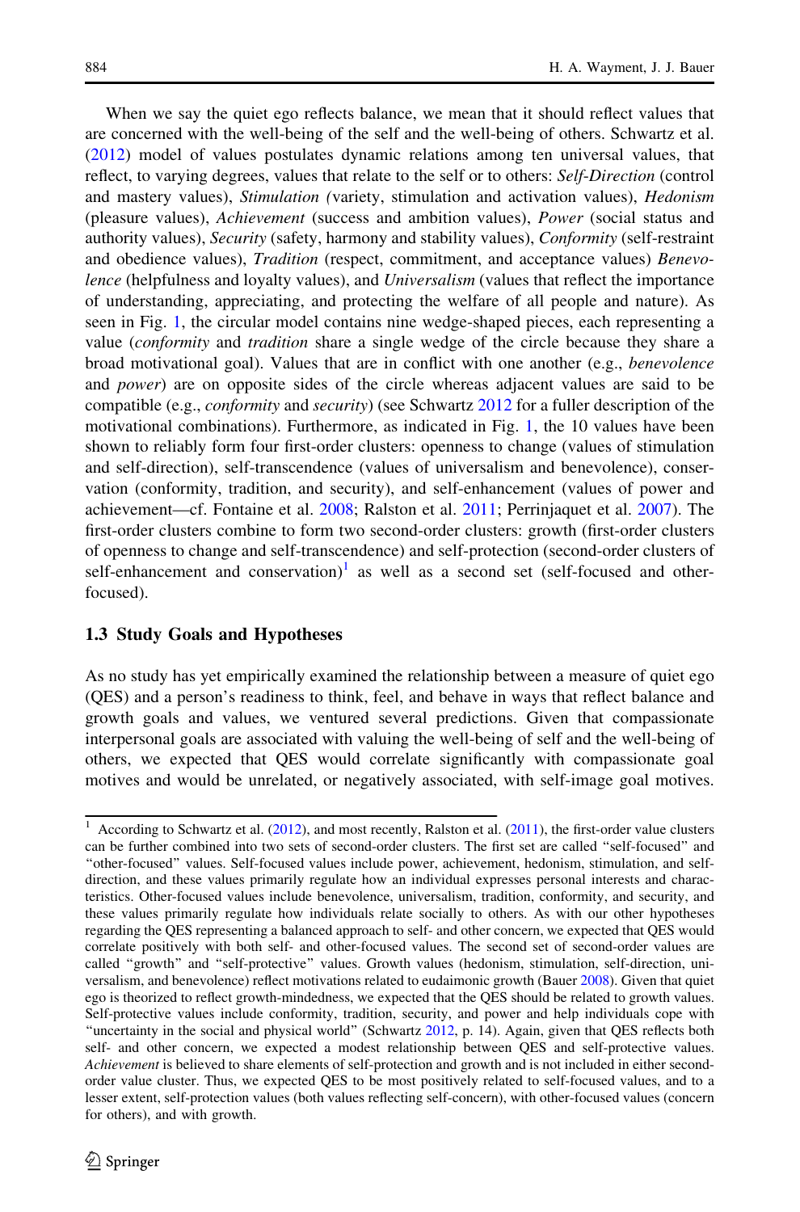When we say the quiet ego reflects balance, we mean that it should reflect values that are concerned with the well-being of the self and the well-being of others. Schwartz et al. (2012) model of values postulates dynamic relations among ten universal values, that reflect, to varying degrees, values that relate to the self or to others: *Self-Direction* (control and mastery values), *Stimulation (*variety, stimulation and activation values), *Hedonism* (pleasure values), *Achievement* (success and ambition values), *Power* (social status and authority values), *Security* (safety, harmony and stability values), *Conformity* (self-restraint and obedience values), *Tradition* (respect, commitment, and acceptance values) *Benevolence* (helpfulness and loyalty values), and *Universalism* (values that reflect the importance of understanding, appreciating, and protecting the welfare of all people and nature). As seen in Fig. 1, the circular model contains nine wedge-shaped pieces, each representing a value (*conformity* and *tradition* share a single wedge of the circle because they share a broad motivational goal). Values that are in conflict with one another (e.g., *benevolence* and *power*) are on opposite sides of the circle whereas adjacent values are said to be compatible (e.g., *conformity* and *security*) (see Schwartz 2012 for a fuller description of the motivational combinations). Furthermore, as indicated in Fig. 1, the 10 values have been shown to reliably form four first-order clusters: openness to change (values of stimulation and self-direction), self-transcendence (values of universalism and benevolence), conservation (conformity, tradition, and security), and self-enhancement (values of power and achievement—cf. Fontaine et al. 2008; Ralston et al. 2011; Perrinjaquet et al. 2007). The first-order clusters combine to form two second-order clusters: growth (first-order clusters of openness to change and self-transcendence) and self-protection (second-order clusters of self-enhancement and conservation)[1] as well as a second set (self-focused and other-focused).

### 1.3 Study Goals and Hypotheses

As no study has yet empirically examined the relationship between a measure of quiet ego (QES) and a person's readiness to think, feel, and behave in ways that reflect balance and growth goals and values, we ventured several predictions. Given that compassionate interpersonal goals are associated with valuing the well-being of self and the well-being of others, we expected that QES would correlate significantly with compassionate goal motives and would be unrelated, or negatively associated, with self-image goal motives.

[1] According to Schwartz et al. (2012), and most recently, Ralston et al. (2011), the first-order value clusters can be further combined into two sets of second-order clusters. The first set are called "self-focused" and "other-focused" values. Self-focused values include power, achievement, hedonism, stimulation, and self-direction, and these values primarily regulate how an individual expresses personal interests and characteristics. Other-focused values include benevolence, universalism, tradition, conformity, and security, and these values primarily regulate how individuals relate socially to others. As with our other hypotheses regarding the QES representing a balanced approach to self- and other concern, we expected that QES would correlate positively with both self- and other-focused values. The second set of second-order values are called "growth" and "self-protective" values. Growth values (hedonism, stimulation, self-direction, universalism, and benevolence) reflect motivations related to eudaimonic growth (Bauer 2008). Given that quiet ego is theorized to reflect growth-mindedness, we expected that the QES should be related to growth values. Self-protective values include conformity, tradition, security, and power and help individuals cope with "uncertainty in the social and physical world" (Schwartz 2012, p. 14). Again, given that QES reflects both self- and other concern, we expected a modest relationship between QES and self-protective values. *Achievement* is believed to share elements of self-protection and growth and is not included in either second-order value cluster. Thus, we expected QES to be most positively related to self-focused values, and to a lesser extent, self-protection values (both values reflecting self-concern), with other-focused values (concern for others), and with growth.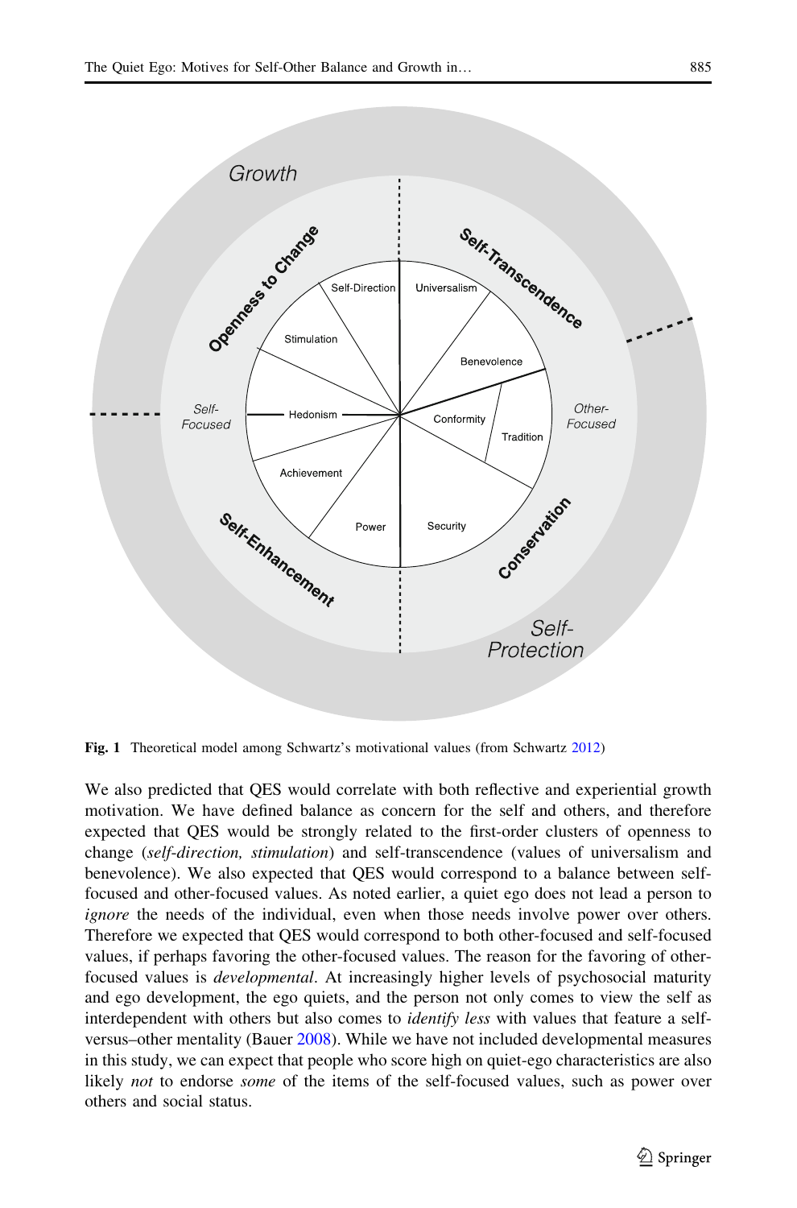**Fig. 1** Theoretical model among Schwartz's motivational values (from Schwartz 2012)

We also predicted that QES would correlate with both reflective and experiential growth motivation. We have defined balance as concern for the self and others, and therefore expected that QES would be strongly related to the first-order clusters of openness to change (*self-direction, stimulation*) and self-transcendence (values of universalism and benevolence). We also expected that QES would correspond to a balance between self-focused and other-focused values. As noted earlier, a quiet ego does not lead a person to *ignore* the needs of the individual, even when those needs involve power over others. Therefore we expected that QES would correspond to both other-focused and self-focused values, if perhaps favoring the other-focused values. The reason for the favoring of other-focused values is *developmental*. At increasingly higher levels of psychosocial maturity and ego development, the ego quiets, and the person not only comes to view the self as interdependent with others but also comes to *identify less* with values that feature a self-versus–other mentality (Bauer 2008). While we have not included developmental measures in this study, we can expect that people who score high on quiet-ego characteristics are also likely *not* to endorse *some* of the items of the self-focused values, such as power over others and social status.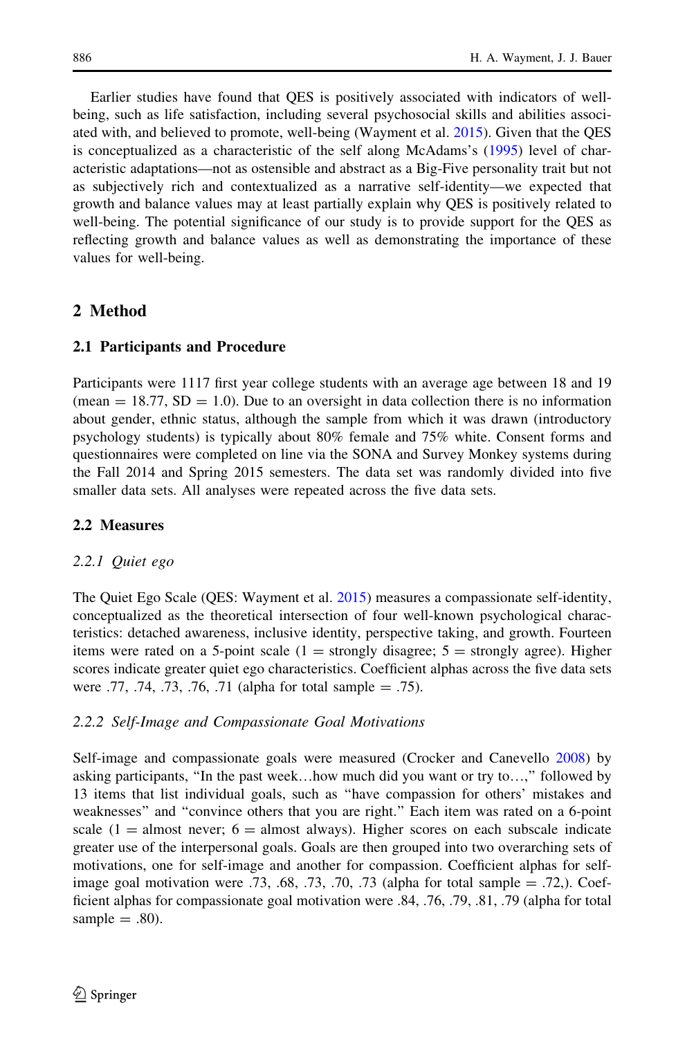Earlier studies have found that QES is positively associated with indicators of well-being, such as life satisfaction, including several psychosocial skills and abilities associated with, and believed to promote, well-being (Wayment et al. 2015). Given that the QES is conceptualized as a characteristic of the self along McAdams's (1995) level of characteristic adaptations—not as ostensible and abstract as a Big-Five personality trait but not as subjectively rich and contextualized as a narrative self-identity—we expected that growth and balance values may at least partially explain why QES is positively related to well-being. The potential significance of our study is to provide support for the QES as reflecting growth and balance values as well as demonstrating the importance of these values for well-being.

## 2 Method

### 2.1 Participants and Procedure

Participants were 1117 first year college students with an average age between 18 and 19 (mean = 18.77, SD = 1.0). Due to an oversight in data collection there is no information about gender, ethnic status, although the sample from which it was drawn (introductory psychology students) is typically about 80% female and 75% white. Consent forms and questionnaires were completed on line via the SONA and Survey Monkey systems during the Fall 2014 and Spring 2015 semesters. The data set was randomly divided into five smaller data sets. All analyses were repeated across the five data sets.

### 2.2 Measures

#### *2.2.1 Quiet ego*

The Quiet Ego Scale (QES: Wayment et al. 2015) measures a compassionate self-identity, conceptualized as the theoretical intersection of four well-known psychological characteristics: detached awareness, inclusive identity, perspective taking, and growth. Fourteen items were rated on a 5-point scale (1 = strongly disagree; 5 = strongly agree). Higher scores indicate greater quiet ego characteristics. Coefficient alphas across the five data sets were .77, .74, .73, .76, .71 (alpha for total sample = .75).

#### *2.2.2 Self-Image and Compassionate Goal Motivations*

Self-image and compassionate goals were measured (Crocker and Canevello 2008) by asking participants, "In the past week…how much did you want or try to…," followed by 13 items that list individual goals, such as "have compassion for others' mistakes and weaknesses" and "convince others that you are right." Each item was rated on a 6-point scale (1 = almost never; 6 = almost always). Higher scores on each subscale indicate greater use of the interpersonal goals. Goals are then grouped into two overarching sets of motivations, one for self-image and another for compassion. Coefficient alphas for self-image goal motivation were .73, .68, .73, .70, .73 (alpha for total sample = .72,). Coefficient alphas for compassionate goal motivation were .84, .76, .79, .81, .79 (alpha for total sample = .80).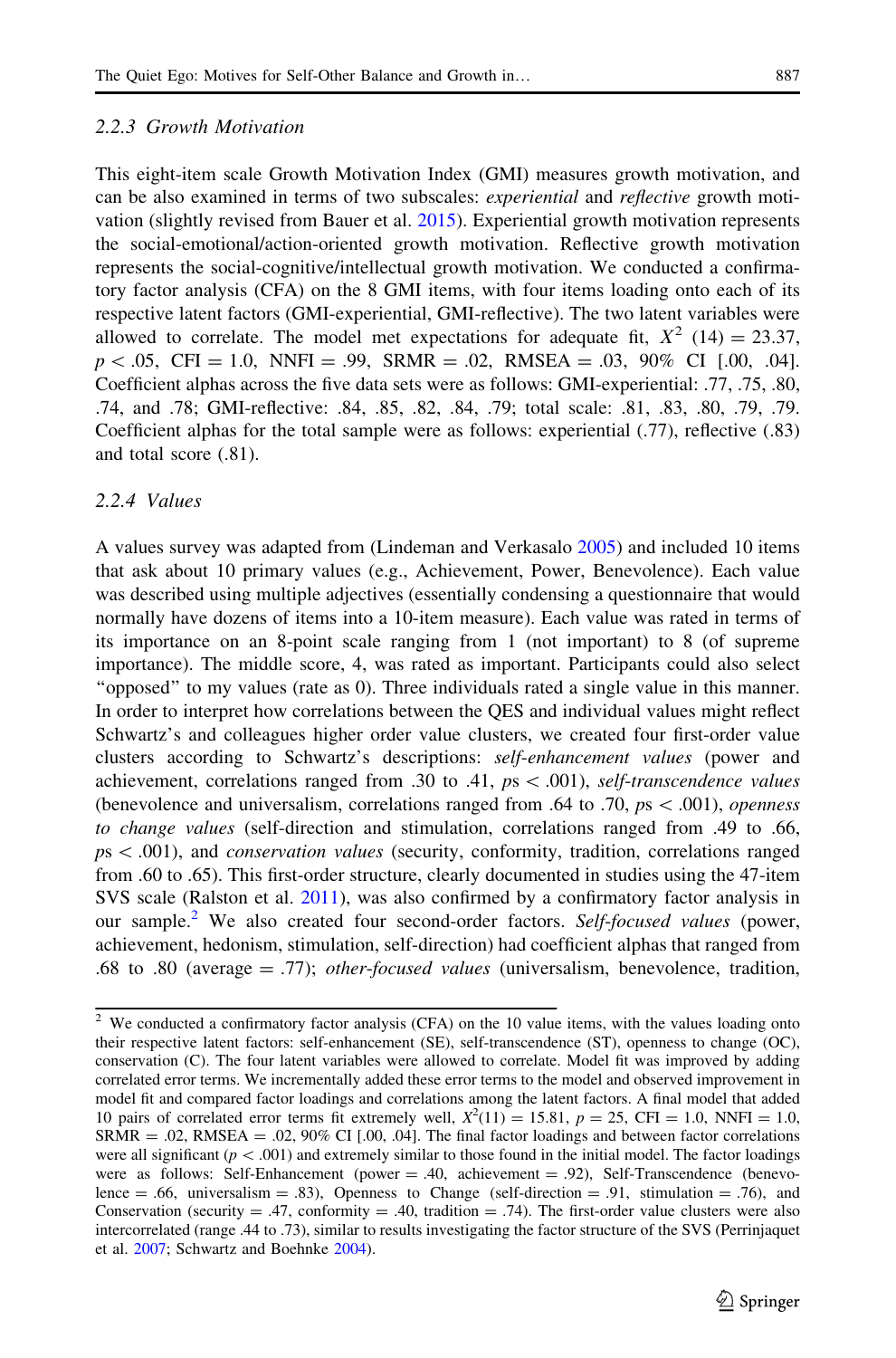### 2.2.3 Growth Motivation

This eight-item scale Growth Motivation Index (GMI) measures growth motivation, and can be also examined in terms of two subscales: *experiential* and *reflective* growth motivation (slightly revised from Bauer et al. 2015). Experiential growth motivation represents the social-emotional/action-oriented growth motivation. Reflective growth motivation represents the social-cognitive/intellectual growth motivation. We conducted a confirmatory factor analysis (CFA) on the 8 GMI items, with four items loading onto each of its respective latent factors (GMI-experiential, GMI-reflective). The two latent variables were allowed to correlate. The model met expectations for adequate fit, $X^2$ (14) = 23.37, $p < .05$, CFI = 1.0, NNFI = .99, SRMR = .02, RMSEA = .03, 90% CI [.00, .04]. Coefficient alphas across the five data sets were as follows: GMI-experiential: .77, .75, .80, .74, and .78; GMI-reflective: .84, .85, .82, .84, .79; total scale: .81, .83, .80, .79, .79. Coefficient alphas for the total sample were as follows: experiential (.77), reflective (.83) and total score (.81).

### 2.2.4 Values

A values survey was adapted from (Lindeman and Verkasalo 2005) and included 10 items that ask about 10 primary values (e.g., Achievement, Power, Benevolence). Each value was described using multiple adjectives (essentially condensing a questionnaire that would normally have dozens of items into a 10-item measure). Each value was rated in terms of its importance on an 8-point scale ranging from 1 (not important) to 8 (of supreme importance). The middle score, 4, was rated as important. Participants could also select "opposed" to my values (rate as 0). Three individuals rated a single value in this manner. In order to interpret how correlations between the QES and individual values might reflect Schwartz's and colleagues higher order value clusters, we created four first-order value clusters according to Schwartz's descriptions: *self-enhancement values* (power and achievement, correlations ranged from .30 to .41, *ps* < .001), *self-transcendence values* (benevolence and universalism, correlations ranged from .64 to .70, *ps* < .001), *openness to change values* (self-direction and stimulation, correlations ranged from .49 to .66, *ps* < .001), and *conservation values* (security, conformity, tradition, correlations ranged from .60 to .65). This first-order structure, clearly documented in studies using the 47-item SVS scale (Ralston et al. 2011), was also confirmed by a confirmatory factor analysis in our sample.[2] We also created four second-order factors. *Self-focused values* (power, achievement, hedonism, stimulation, self-direction) had coefficient alphas that ranged from .68 to .80 (average = .77); *other-focused values* (universalism, benevolence, tradition,

---

[2] We conducted a confirmatory factor analysis (CFA) on the 10 value items, with the values loading onto their respective latent factors: self-enhancement (SE), self-transcendence (ST), openness to change (OC), conservation (C). The four latent variables were allowed to correlate. Model fit was improved by adding correlated error terms. We incrementally added these error terms to the model and observed improvement in model fit and compared factor loadings and correlations among the latent factors. A final model that added 10 pairs of correlated error terms fit extremely well, $X^2(11) = 15.81$, $p = 25$, CFI = 1.0, NNFI = 1.0, SRMR = .02, RMSEA = .02, 90% CI [.00, .04]. The final factor loadings and between factor correlations were all significant ($p < .001$) and extremely similar to those found in the initial model. The factor loadings were as follows: Self-Enhancement (power = .40, achievement = .92), Self-Transcendence (benevolence = .66, universalism = .83), Openness to Change (self-direction = .91, stimulation = .76), and Conservation (security = .47, conformity = .40, tradition = .74). The first-order value clusters were also intercorrelated (range .44 to .73), similar to results investigating the factor structure of the SVS (Perrinjaquet et al. 2007; Schwartz and Boehnke 2004).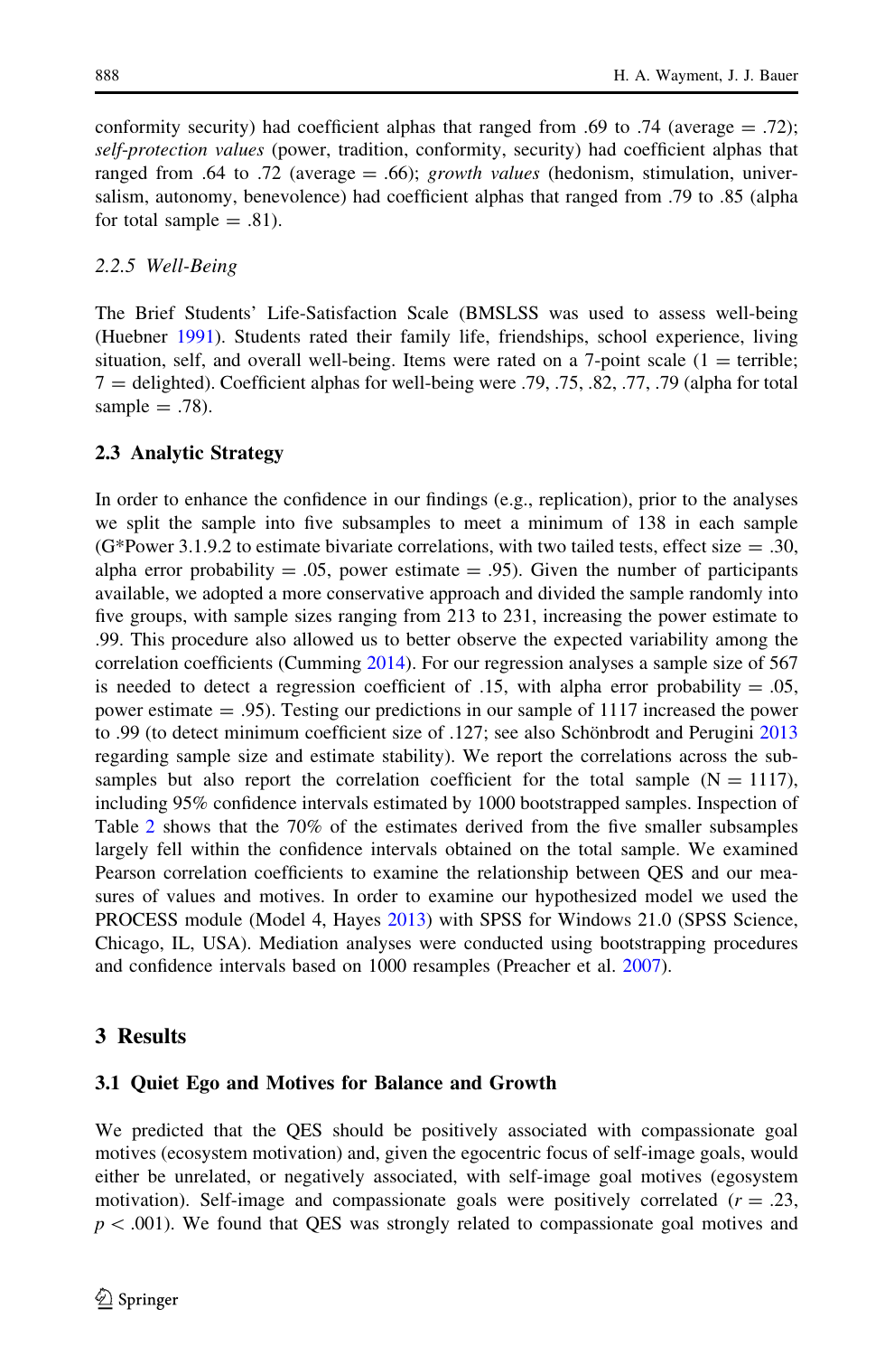conformity security) had coefficient alphas that ranged from .69 to .74 (average = .72); *self-protection values* (power, tradition, conformity, security) had coefficient alphas that ranged from .64 to .72 (average = .66); *growth values* (hedonism, stimulation, universalism, autonomy, benevolence) had coefficient alphas that ranged from .79 to .85 (alpha for total sample = .81).

### 2.2.5 Well-Being

The Brief Students' Life-Satisfaction Scale (BMSLSS was used to assess well-being (Huebner 1991). Students rated their family life, friendships, school experience, living situation, self, and overall well-being. Items were rated on a 7-point scale (1 = terrible; 7 = delighted). Coefficient alphas for well-being were .79, .75, .82, .77, .79 (alpha for total sample = .78).

## 2.3 Analytic Strategy

In order to enhance the confidence in our findings (e.g., replication), prior to the analyses we split the sample into five subsamples to meet a minimum of 138 in each sample (G*Power 3.1.9.2 to estimate bivariate correlations, with two tailed tests, effect size = .30, alpha error probability = .05, power estimate = .95). Given the number of participants available, we adopted a more conservative approach and divided the sample randomly into five groups, with sample sizes ranging from 213 to 231, increasing the power estimate to .99. This procedure also allowed us to better observe the expected variability among the correlation coefficients (Cumming 2014). For our regression analyses a sample size of 567 is needed to detect a regression coefficient of .15, with alpha error probability = .05, power estimate = .95). Testing our predictions in our sample of 1117 increased the power to .99 (to detect minimum coefficient size of .127; see also Schönbrodt and Perugini 2013 regarding sample size and estimate stability). We report the correlations across the subsamples but also report the correlation coefficient for the total sample (N = 1117), including 95% confidence intervals estimated by 1000 bootstrapped samples. Inspection of Table 2 shows that the 70% of the estimates derived from the five smaller subsamples largely fell within the confidence intervals obtained on the total sample. We examined Pearson correlation coefficients to examine the relationship between QES and our measures of values and motives. In order to examine our hypothesized model we used the PROCESS module (Model 4, Hayes 2013) with SPSS for Windows 21.0 (SPSS Science, Chicago, IL, USA). Mediation analyses were conducted using bootstrapping procedures and confidence intervals based on 1000 resamples (Preacher et al. 2007).

# 3 Results

## 3.1 Quiet Ego and Motives for Balance and Growth

We predicted that the QES should be positively associated with compassionate goal motives (ecosystem motivation) and, given the egocentric focus of self-image goals, would either be unrelated, or negatively associated, with self-image goal motives (egosystem motivation). Self-image and compassionate goals were positively correlated ($r = .23$, $p < .001$). We found that QES was strongly related to compassionate goal motives and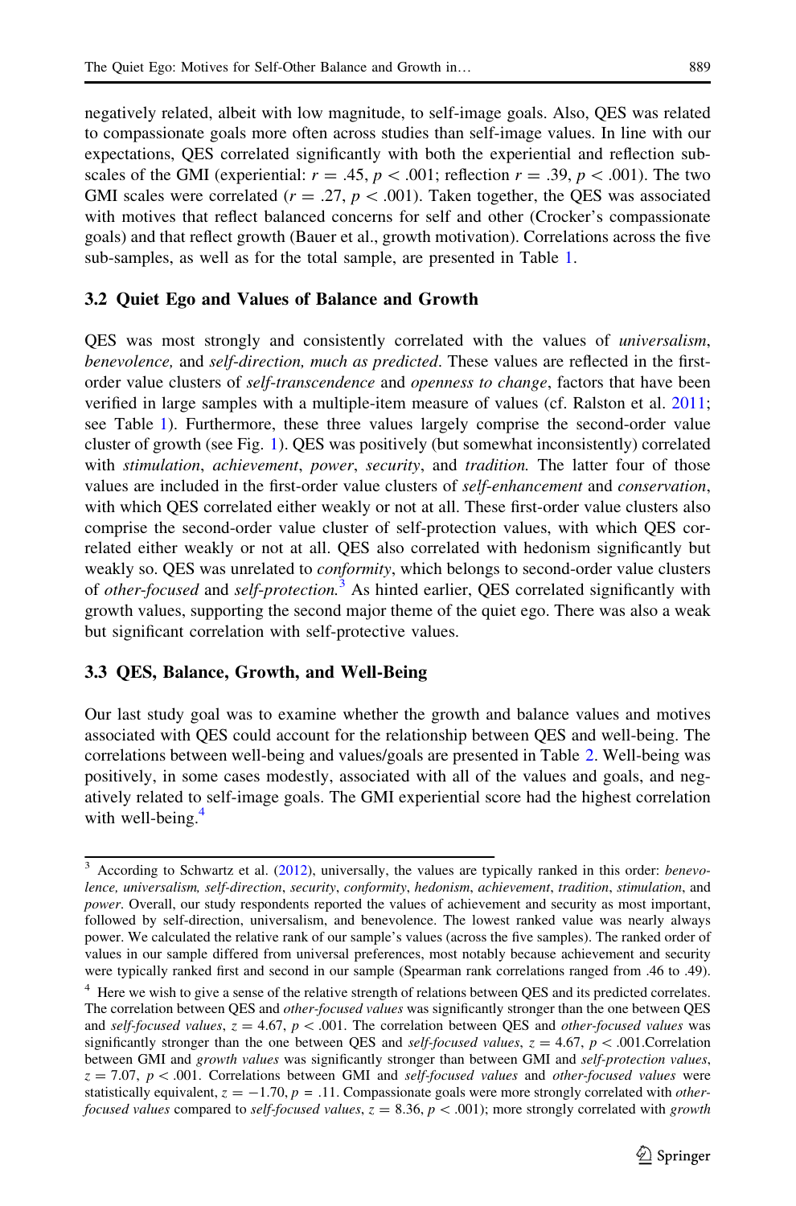negatively related, albeit with low magnitude, to self-image goals. Also, QES was related to compassionate goals more often across studies than self-image values. In line with our expectations, QES correlated significantly with both the experiential and reflection subscales of the GMI (experiential: $r = .45$, $p < .001$; reflection $r = .39$, $p < .001$). The two GMI scales were correlated ($r = .27$, $p < .001$). Taken together, the QES was associated with motives that reflect balanced concerns for self and other (Crocker's compassionate goals) and that reflect growth (Bauer et al., growth motivation). Correlations across the five sub-samples, as well as for the total sample, are presented in Table 1.

### 3.2 Quiet Ego and Values of Balance and Growth

QES was most strongly and consistently correlated with the values of *universalism*, *benevolence,* and *self-direction, much as predicted*. These values are reflected in the first-order value clusters of *self-transcendence* and *openness to change*, factors that have been verified in large samples with a multiple-item measure of values (cf. Ralston et al. 2011; see Table 1). Furthermore, these three values largely comprise the second-order value cluster of growth (see Fig. 1). QES was positively (but somewhat inconsistently) correlated with *stimulation*, *achievement*, *power*, *security*, and *tradition.* The latter four of those values are included in the first-order value clusters of *self-enhancement* and *conservation*, with which QES correlated either weakly or not at all. These first-order value clusters also comprise the second-order value cluster of self-protection values, with which QES correlated either weakly or not at all. QES also correlated with hedonism significantly but weakly so. QES was unrelated to *conformity*, which belongs to second-order value clusters of *other-focused* and *self-protection.*[3] As hinted earlier, QES correlated significantly with growth values, supporting the second major theme of the quiet ego. There was also a weak but significant correlation with self-protective values.

### 3.3 QES, Balance, Growth, and Well-Being

Our last study goal was to examine whether the growth and balance values and motives associated with QES could account for the relationship between QES and well-being. The correlations between well-being and values/goals are presented in Table 2. Well-being was positively, in some cases modestly, associated with all of the values and goals, and negatively related to self-image goals. The GMI experiential score had the highest correlation with well-being.[4]

---

[3] According to Schwartz et al. (2012), universally, the values are typically ranked in this order: *benevolence, universalism, self-direction*, *security*, *conformity*, *hedonism*, *achievement*, *tradition*, *stimulation*, and *power*. Overall, our study respondents reported the values of achievement and security as most important, followed by self-direction, universalism, and benevolence. The lowest ranked value was nearly always power. We calculated the relative rank of our sample's values (across the five samples). The ranked order of values in our sample differed from universal preferences, most notably because achievement and security were typically ranked first and second in our sample (Spearman rank correlations ranged from .46 to .49).

[4] Here we wish to give a sense of the relative strength of relations between QES and its predicted correlates. The correlation between QES and *other-focused values* was significantly stronger than the one between QES and *self-focused values*, $z = 4.67$, $p < .001$. The correlation between QES and *other-focused values* was significantly stronger than the one between QES and *self-focused values*, $z = 4.67$, $p < .001$.Correlation between GMI and *growth values* was significantly stronger than between GMI and *self-protection values*, $z = 7.07$, $p < .001$. Correlations between GMI and *self-focused values* and *other-focused values* were statistically equivalent, $z = -1.70$, $p = .11$. Compassionate goals were more strongly correlated with *other-focused values* compared to *self-focused values*, $z = 8.36$, $p < .001$); more strongly correlated with *growth*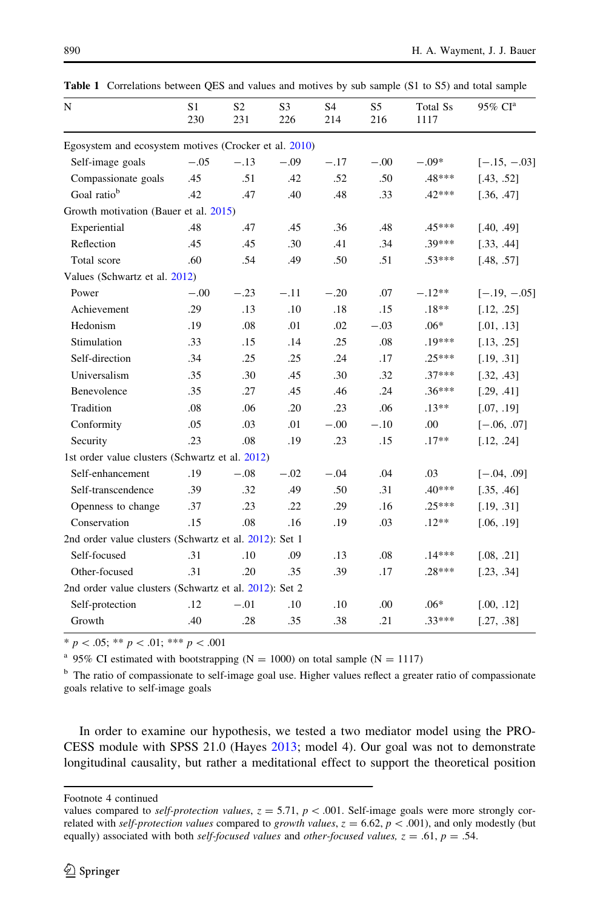**Table 1** Correlations between QES and values and motives by sub sample (S1 to S5) and total sample

| N | S1 230 | S2 231 | S3 226 | S4 214 | S5 216 | Total Ss 1117 | 95% CI[a] |
|---|---|---|---|---|---|---|---|
| Egosystem and ecosystem motives (Crocker et al. 2010) | | | | | | | |
| Self-image goals | −.05 | −.13 | −.09 | −.17 | −.00 | −.09* | [−.15, −.03] |
| Compassionate goals | .45 | .51 | .42 | .52 | .50 | .48*** | [.43, .52] |
| Goal ratio[b] | .42 | .47 | .40 | .48 | .33 | .42*** | [.36, .47] |
| Growth motivation (Bauer et al. 2015) | | | | | | | |
| Experiential | .48 | .47 | .45 | .36 | .48 | .45*** | [.40, .49] |
| Reflection | .45 | .45 | .30 | .41 | .34 | .39*** | [.33, .44] |
| Total score | .60 | .54 | .49 | .50 | .51 | .53*** | [.48, .57] |
| Values (Schwartz et al. 2012) | | | | | | | |
| Power | −.00 | −.23 | −.11 | −.20 | .07 | −.12** | [−.19, −.05] |
| Achievement | .29 | .13 | .10 | .18 | .15 | .18** | [.12, .25] |
| Hedonism | .19 | .08 | .01 | .02 | −.03 | .06* | [.01, .13] |
| Stimulation | .33 | .15 | .14 | .25 | .08 | .19*** | [.13, .25] |
| Self-direction | .34 | .25 | .25 | .24 | .17 | .25*** | [.19, .31] |
| Universalism | .35 | .30 | .45 | .30 | .32 | .37*** | [.32, .43] |
| Benevolence | .35 | .27 | .45 | .46 | .24 | .36*** | [.29, .41] |
| Tradition | .08 | .06 | .20 | .23 | .06 | .13** | [.07, .19] |
| Conformity | .05 | .03 | .01 | −.00 | −.10 | .00 | [−.06, .07] |
| Security | .23 | .08 | .19 | .23 | .15 | .17** | [.12, .24] |
| 1st order value clusters (Schwartz et al. 2012) | | | | | | | |
| Self-enhancement | .19 | −.08 | −.02 | −.04 | .04 | .03 | [−.04, .09] |
| Self-transcendence | .39 | .32 | .49 | .50 | .31 | .40*** | [.35, .46] |
| Openness to change | .37 | .23 | .22 | .29 | .16 | .25*** | [.19, .31] |
| Conservation | .15 | .08 | .16 | .19 | .03 | .12** | [.06, .19] |
| 2nd order value clusters (Schwartz et al. 2012): Set 1 | | | | | | | |
| Self-focused | .31 | .10 | .09 | .13 | .08 | .14*** | [.08, .21] |
| Other-focused | .31 | .20 | .35 | .39 | .17 | .28*** | [.23, .34] |
| 2nd order value clusters (Schwartz et al. 2012): Set 2 | | | | | | | |
| Self-protection | .12 | −.01 | .10 | .10 | .00 | .06* | [.00, .12] |
| Growth | .40 | .28 | .35 | .38 | .21 | .33*** | [.27, .38] |

* $p < .05$; ** $p < .01$; *** $p < .001$

[a] 95% CI estimated with bootstrapping (N = 1000) on total sample (N = 1117)

[b] The ratio of compassionate to self-image goal use. Higher values reflect a greater ratio of compassionate goals relative to self-image goals

In order to examine our hypothesis, we tested a two mediator model using the PROCESS module with SPSS 21.0 (Hayes 2013; model 4). Our goal was not to demonstrate longitudinal causality, but rather a meditational effect to support the theoretical position

Footnote 4 continued
values compared to *self-protection values*, $z = 5.71$, $p < .001$. Self-image goals were more strongly correlated with *self-protection values* compared to *growth values*, $z = 6.62$, $p < .001$), and only modestly (but equally) associated with both *self-focused values* and *other-focused values,* $z = .61$, $p = .54$.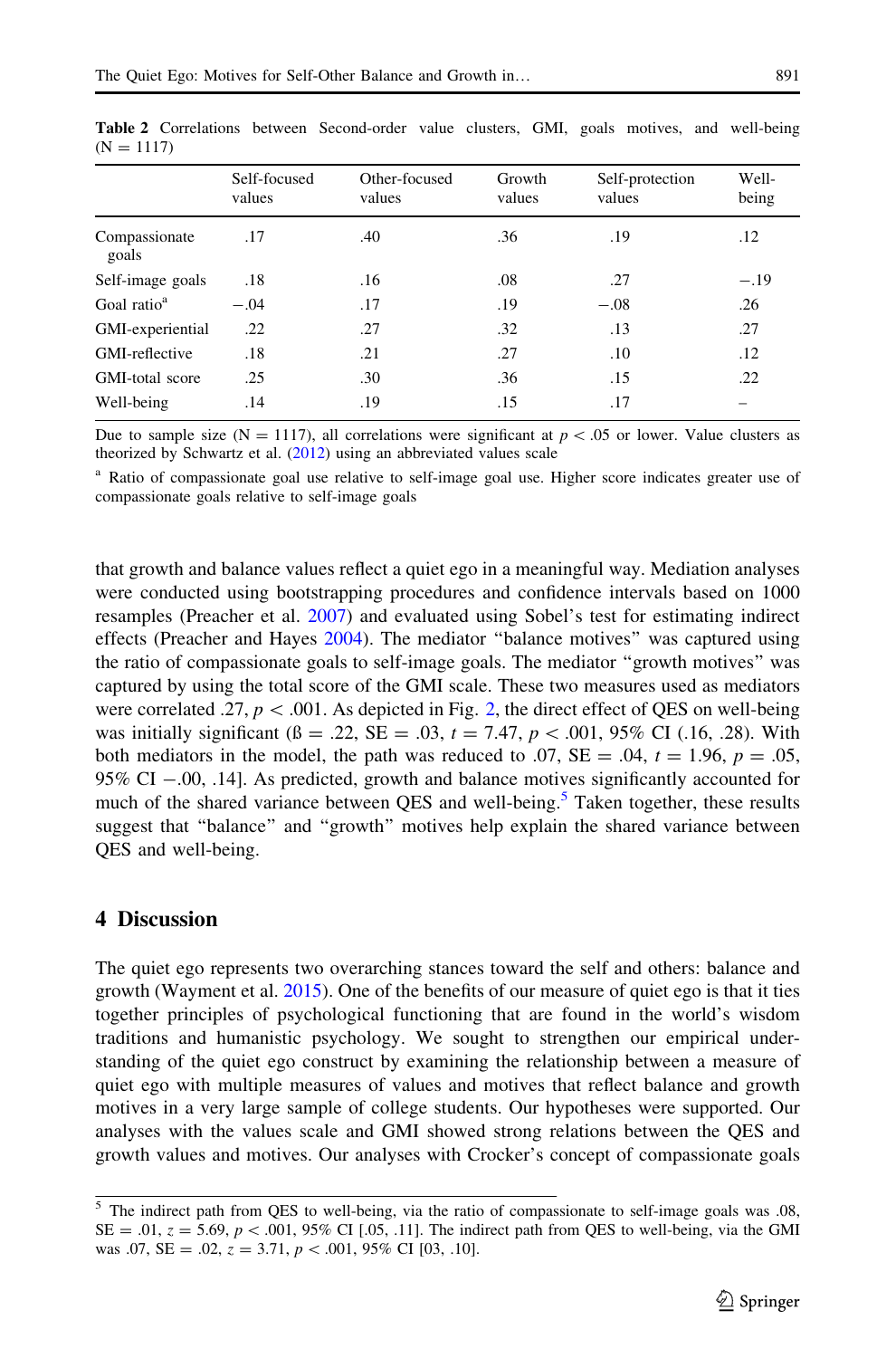**Table 2** Correlations between Second-order value clusters, GMI, goals motives, and well-being (N = 1117)

| | Self-focused values | Other-focused values | Growth values | Self-protection values | Well-being |
|---|---|---|---|---|---|
| Compassionate goals | .17 | .40 | .36 | .19 | .12 |
| Self-image goals | .18 | .16 | .08 | .27 | −.19 |
| Goal ratio[a] | −.04 | .17 | .19 | −.08 | .26 |
| GMI-experiential | .22 | .27 | .32 | .13 | .27 |
| GMI-reflective | .18 | .21 | .27 | .10 | .12 |
| GMI-total score | .25 | .30 | .36 | .15 | .22 |
| Well-being | .14 | .19 | .15 | .17 | – |

Due to sample size (N = 1117), all correlations were significant at $p < .05$ or lower. Value clusters as theorized by Schwartz et al. (2012) using an abbreviated values scale

[a] Ratio of compassionate goal use relative to self-image goal use. Higher score indicates greater use of compassionate goals relative to self-image goals

that growth and balance values reflect a quiet ego in a meaningful way. Mediation analyses were conducted using bootstrapping procedures and confidence intervals based on 1000 resamples (Preacher et al. 2007) and evaluated using Sobel's test for estimating indirect effects (Preacher and Hayes 2004). The mediator "balance motives" was captured using the ratio of compassionate goals to self-image goals. The mediator "growth motives" was captured by using the total score of the GMI scale. These two measures used as mediators were correlated .27, $p < .001$. As depicted in Fig. 2, the direct effect of QES on well-being was initially significant (ß = .22, SE = .03, $t = 7.47$, $p < .001$, 95% CI (.16, .28). With both mediators in the model, the path was reduced to .07, SE = .04, $t = 1.96$, $p = .05$, 95% CI −.00, .14]. As predicted, growth and balance motives significantly accounted for much of the shared variance between QES and well-being.[5] Taken together, these results suggest that "balance" and "growth" motives help explain the shared variance between QES and well-being.

## 4 Discussion

The quiet ego represents two overarching stances toward the self and others: balance and growth (Wayment et al. 2015). One of the benefits of our measure of quiet ego is that it ties together principles of psychological functioning that are found in the world's wisdom traditions and humanistic psychology. We sought to strengthen our empirical understanding of the quiet ego construct by examining the relationship between a measure of quiet ego with multiple measures of values and motives that reflect balance and growth motives in a very large sample of college students. Our hypotheses were supported. Our analyses with the values scale and GMI showed strong relations between the QES and growth values and motives. Our analyses with Crocker's concept of compassionate goals

[5] The indirect path from QES to well-being, via the ratio of compassionate to self-image goals was .08, SE = .01, $z = 5.69$, $p < .001$, 95% CI [.05, .11]. The indirect path from QES to well-being, via the GMI was .07, SE = .02, $z = 3.71$, $p < .001$, 95% CI [03, .10].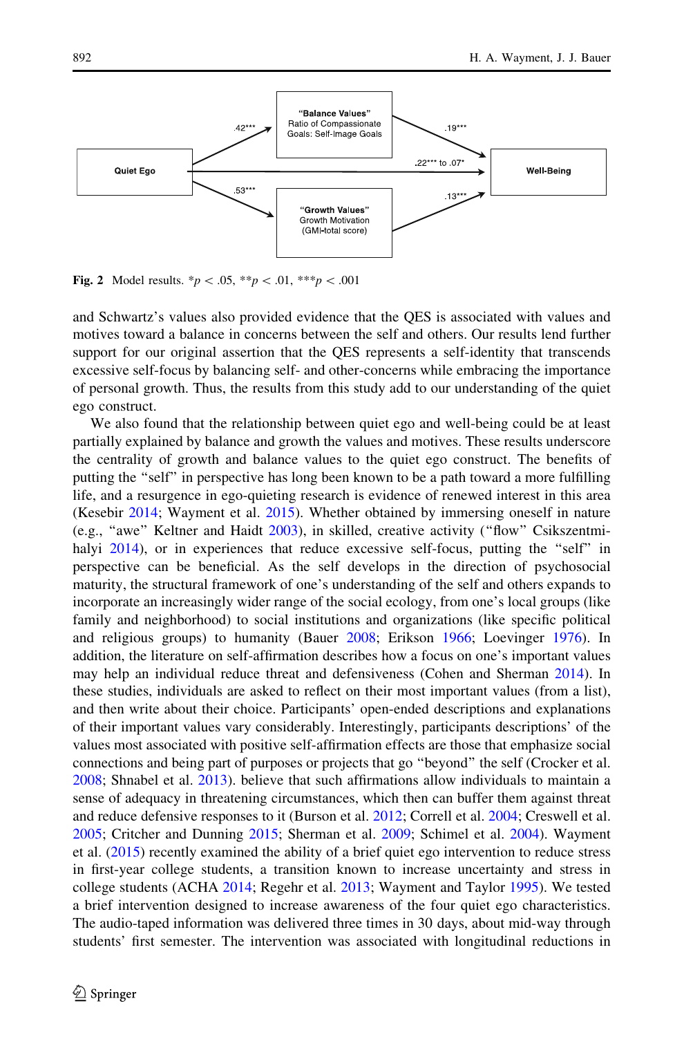Fig. 2 Model results. \*$p < .05$, \*\*$p < .01$, \*\*\*$p < .001$

and Schwartz's values also provided evidence that the QES is associated with values and motives toward a balance in concerns between the self and others. Our results lend further support for our original assertion that the QES represents a self-identity that transcends excessive self-focus by balancing self- and other-concerns while embracing the importance of personal growth. Thus, the results from this study add to our understanding of the quiet ego construct.

We also found that the relationship between quiet ego and well-being could be at least partially explained by balance and growth the values and motives. These results underscore the centrality of growth and balance values to the quiet ego construct. The benefits of putting the "self" in perspective has long been known to be a path toward a more fulfilling life, and a resurgence in ego-quieting research is evidence of renewed interest in this area (Kesebir 2014; Wayment et al. 2015). Whether obtained by immersing oneself in nature (e.g., "awe" Keltner and Haidt 2003), in skilled, creative activity ("flow" Csikszentmihalyi 2014), or in experiences that reduce excessive self-focus, putting the "self" in perspective can be beneficial. As the self develops in the direction of psychosocial maturity, the structural framework of one's understanding of the self and others expands to incorporate an increasingly wider range of the social ecology, from one's local groups (like family and neighborhood) to social institutions and organizations (like specific political and religious groups) to humanity (Bauer 2008; Erikson 1966; Loevinger 1976). In addition, the literature on self-affirmation describes how a focus on one's important values may help an individual reduce threat and defensiveness (Cohen and Sherman 2014). In these studies, individuals are asked to reflect on their most important values (from a list), and then write about their choice. Participants' open-ended descriptions and explanations of their important values vary considerably. Interestingly, participants descriptions' of the values most associated with positive self-affirmation effects are those that emphasize social connections and being part of purposes or projects that go "beyond" the self (Crocker et al. 2008; Shnabel et al. 2013). believe that such affirmations allow individuals to maintain a sense of adequacy in threatening circumstances, which then can buffer them against threat and reduce defensive responses to it (Burson et al. 2012; Correll et al. 2004; Creswell et al. 2005; Critcher and Dunning 2015; Sherman et al. 2009; Schimel et al. 2004). Wayment et al. (2015) recently examined the ability of a brief quiet ego intervention to reduce stress in first-year college students, a transition known to increase uncertainty and stress in college students (ACHA 2014; Regehr et al. 2013; Wayment and Taylor 1995). We tested a brief intervention designed to increase awareness of the four quiet ego characteristics. The audio-taped information was delivered three times in 30 days, about mid-way through students' first semester. The intervention was associated with longitudinal reductions in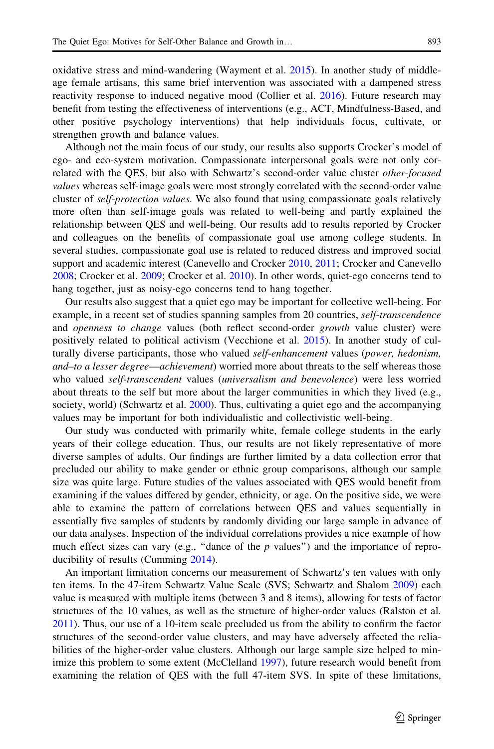oxidative stress and mind-wandering (Wayment et al. 2015). In another study of middle-age female artisans, this same brief intervention was associated with a dampened stress reactivity response to induced negative mood (Collier et al. 2016). Future research may benefit from testing the effectiveness of interventions (e.g., ACT, Mindfulness-Based, and other positive psychology interventions) that help individuals focus, cultivate, or strengthen growth and balance values.

Although not the main focus of our study, our results also supports Crocker's model of ego- and eco-system motivation. Compassionate interpersonal goals were not only correlated with the QES, but also with Schwartz's second-order value cluster *other-focused values* whereas self-image goals were most strongly correlated with the second-order value cluster of *self-protection values*. We also found that using compassionate goals relatively more often than self-image goals was related to well-being and partly explained the relationship between QES and well-being. Our results add to results reported by Crocker and colleagues on the benefits of compassionate goal use among college students. In several studies, compassionate goal use is related to reduced distress and improved social support and academic interest (Canevello and Crocker 2010, 2011; Crocker and Canevello 2008; Crocker et al. 2009; Crocker et al. 2010). In other words, quiet-ego concerns tend to hang together, just as noisy-ego concerns tend to hang together.

Our results also suggest that a quiet ego may be important for collective well-being. For example, in a recent set of studies spanning samples from 20 countries, *self-transcendence* and *openness to change* values (both reflect second-order *growth* value cluster) were positively related to political activism (Vecchione et al. 2015). In another study of culturally diverse participants, those who valued *self-enhancement* values (*power, hedonism, and–to a lesser degree—achievement*) worried more about threats to the self whereas those who valued *self-transcendent* values (*universalism and benevolence*) were less worried about threats to the self but more about the larger communities in which they lived (e.g., society, world) (Schwartz et al. 2000). Thus, cultivating a quiet ego and the accompanying values may be important for both individualistic and collectivistic well-being.

Our study was conducted with primarily white, female college students in the early years of their college education. Thus, our results are not likely representative of more diverse samples of adults. Our findings are further limited by a data collection error that precluded our ability to make gender or ethnic group comparisons, although our sample size was quite large. Future studies of the values associated with QES would benefit from examining if the values differed by gender, ethnicity, or age. On the positive side, we were able to examine the pattern of correlations between QES and values sequentially in essentially five samples of students by randomly dividing our large sample in advance of our data analyses. Inspection of the individual correlations provides a nice example of how much effect sizes can vary (e.g., "dance of the $p$ values") and the importance of reproducibility of results (Cumming 2014).

An important limitation concerns our measurement of Schwartz's ten values with only ten items. In the 47-item Schwartz Value Scale (SVS; Schwartz and Shalom 2009) each value is measured with multiple items (between 3 and 8 items), allowing for tests of factor structures of the 10 values, as well as the structure of higher-order values (Ralston et al. 2011). Thus, our use of a 10-item scale precluded us from the ability to confirm the factor structures of the second-order value clusters, and may have adversely affected the reliabilities of the higher-order value clusters. Although our large sample size helped to minimize this problem to some extent (McClelland 1997), future research would benefit from examining the relation of QES with the full 47-item SVS. In spite of these limitations,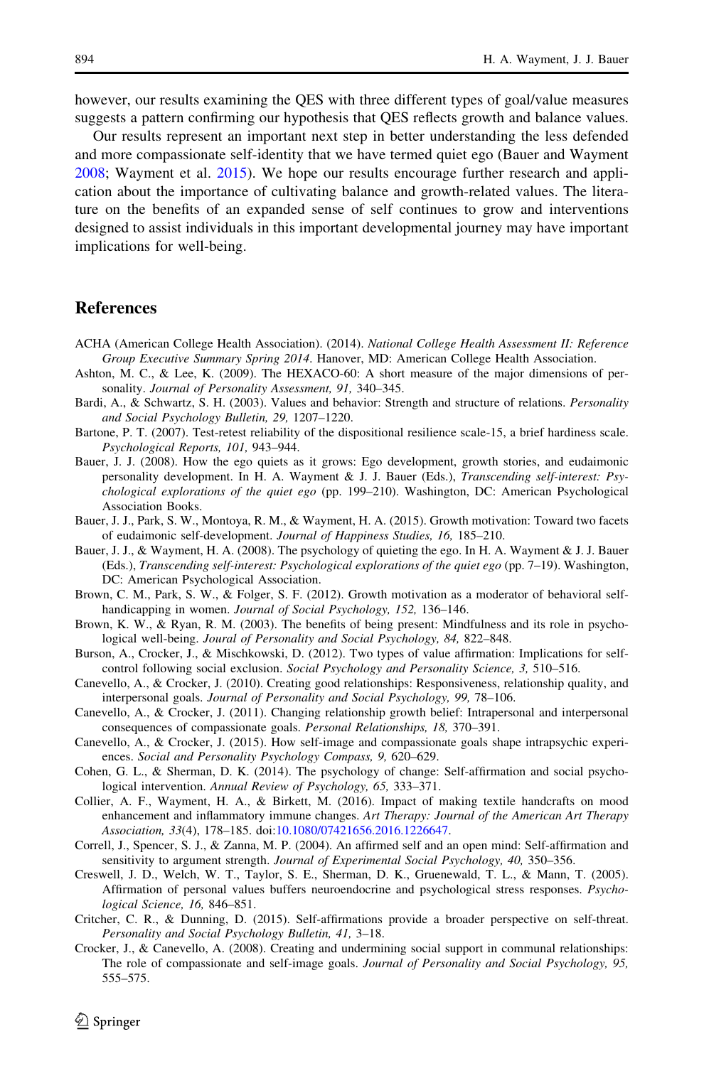however, our results examining the QES with three different types of goal/value measures suggests a pattern confirming our hypothesis that QES reflects growth and balance values.

Our results represent an important next step in better understanding the less defended and more compassionate self-identity that we have termed quiet ego (Bauer and Wayment 2008; Wayment et al. 2015). We hope our results encourage further research and application about the importance of cultivating balance and growth-related values. The literature on the benefits of an expanded sense of self continues to grow and interventions designed to assist individuals in this important developmental journey may have important implications for well-being.

## References

ACHA (American College Health Association). (2014). *National College Health Assessment II: Reference Group Executive Summary Spring 2014*. Hanover, MD: American College Health Association.

Ashton, M. C., & Lee, K. (2009). The HEXACO-60: A short measure of the major dimensions of personality. *Journal of Personality Assessment, 91,* 340–345.

Bardi, A., & Schwartz, S. H. (2003). Values and behavior: Strength and structure of relations. *Personality and Social Psychology Bulletin, 29,* 1207–1220.

Bartone, P. T. (2007). Test-retest reliability of the dispositional resilience scale-15, a brief hardiness scale. *Psychological Reports, 101,* 943–944.

Bauer, J. J. (2008). How the ego quiets as it grows: Ego development, growth stories, and eudaimonic personality development. In H. A. Wayment & J. J. Bauer (Eds.), *Transcending self-interest: Psychological explorations of the quiet ego* (pp. 199–210). Washington, DC: American Psychological Association Books.

Bauer, J. J., Park, S. W., Montoya, R. M., & Wayment, H. A. (2015). Growth motivation: Toward two facets of eudaimonic self-development. *Journal of Happiness Studies, 16,* 185–210.

Bauer, J. J., & Wayment, H. A. (2008). The psychology of quieting the ego. In H. A. Wayment & J. J. Bauer (Eds.), *Transcending self-interest: Psychological explorations of the quiet ego* (pp. 7–19). Washington, DC: American Psychological Association.

Brown, C. M., Park, S. W., & Folger, S. F. (2012). Growth motivation as a moderator of behavioral self-handicapping in women. *Journal of Social Psychology, 152,* 136–146.

Brown, K. W., & Ryan, R. M. (2003). The benefits of being present: Mindfulness and its role in psychological well-being. *Joural of Personality and Social Psychology, 84,* 822–848.

Burson, A., Crocker, J., & Mischkowski, D. (2012). Two types of value affirmation: Implications for self-control following social exclusion. *Social Psychology and Personality Science, 3,* 510–516.

Canevello, A., & Crocker, J. (2010). Creating good relationships: Responsiveness, relationship quality, and interpersonal goals. *Journal of Personality and Social Psychology, 99,* 78–106.

Canevello, A., & Crocker, J. (2011). Changing relationship growth belief: Intrapersonal and interpersonal consequences of compassionate goals. *Personal Relationships, 18,* 370–391.

Canevello, A., & Crocker, J. (2015). How self-image and compassionate goals shape intrapsychic experiences. *Social and Personality Psychology Compass, 9,* 620–629.

Cohen, G. L., & Sherman, D. K. (2014). The psychology of change: Self-affirmation and social psychological intervention. *Annual Review of Psychology, 65,* 333–371.

Collier, A. F., Wayment, H. A., & Birkett, M. (2016). Impact of making textile handcrafts on mood enhancement and inflammatory immune changes. *Art Therapy: Journal of the American Art Therapy Association, 33*(4), 178–185. doi:10.1080/07421656.2016.1226647.

Correll, J., Spencer, S. J., & Zanna, M. P. (2004). An affirmed self and an open mind: Self-affirmation and sensitivity to argument strength. *Journal of Experimental Social Psychology, 40,* 350–356.

Creswell, J. D., Welch, W. T., Taylor, S. E., Sherman, D. K., Gruenewald, T. L., & Mann, T. (2005). Affirmation of personal values buffers neuroendocrine and psychological stress responses. *Psychological Science, 16,* 846–851.

Critcher, C. R., & Dunning, D. (2015). Self-affirmations provide a broader perspective on self-threat. *Personality and Social Psychology Bulletin, 41,* 3–18.

Crocker, J., & Canevello, A. (2008). Creating and undermining social support in communal relationships: The role of compassionate and self-image goals. *Journal of Personality and Social Psychology, 95,* 555–575.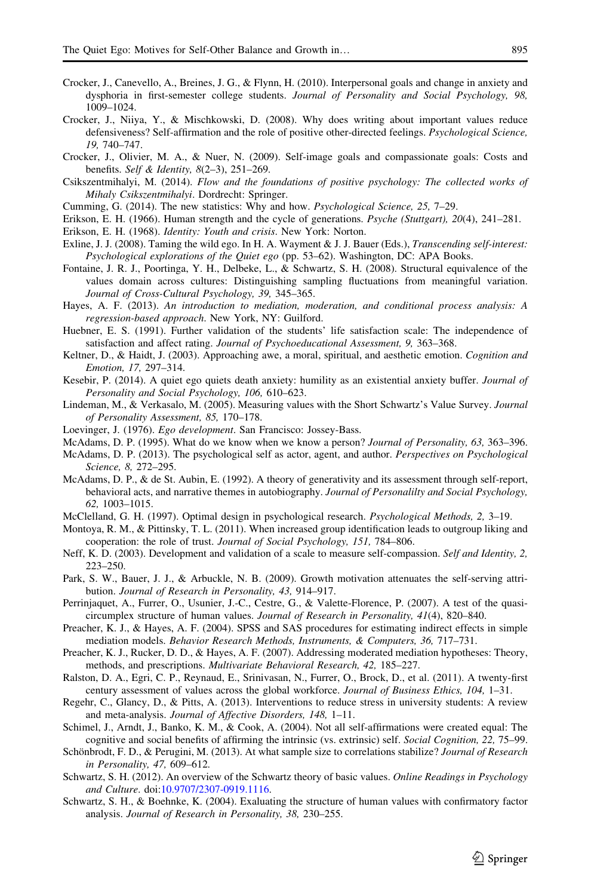Crocker, J., Canevello, A., Breines, J. G., & Flynn, H. (2010). Interpersonal goals and change in anxiety and dysphoria in first-semester college students. *Journal of Personality and Social Psychology, 98,* 1009–1024.

Crocker, J., Niiya, Y., & Mischkowski, D. (2008). Why does writing about important values reduce defensiveness? Self-affirmation and the role of positive other-directed feelings. *Psychological Science, 19,* 740–747.

Crocker, J., Olivier, M. A., & Nuer, N. (2009). Self-image goals and compassionate goals: Costs and benefits. *Self & Identity, 8*(2–3), 251–269.

Csikszentmihalyi, M. (2014). *Flow and the foundations of positive psychology: The collected works of Mihaly Csikszentmihalyi*. Dordrecht: Springer.

Cumming, G. (2014). The new statistics: Why and how. *Psychological Science, 25,* 7–29.

Erikson, E. H. (1966). Human strength and the cycle of generations. *Psyche (Stuttgart), 20*(4), 241–281.

Erikson, E. H. (1968). *Identity: Youth and crisis*. New York: Norton.

Exline, J. J. (2008). Taming the wild ego. In H. A. Wayment & J. J. Bauer (Eds.), *Transcending self-interest: Psychological explorations of the Quiet ego* (pp. 53–62). Washington, DC: APA Books.

Fontaine, J. R. J., Poortinga, Y. H., Delbeke, L., & Schwartz, S. H. (2008). Structural equivalence of the values domain across cultures: Distinguishing sampling fluctuations from meaningful variation. *Journal of Cross-Cultural Psychology, 39,* 345–365.

Hayes, A. F. (2013). *An introduction to mediation, moderation, and conditional process analysis: A regression-based approach*. New York, NY: Guilford.

Huebner, E. S. (1991). Further validation of the students' life satisfaction scale: The independence of satisfaction and affect rating. *Journal of Psychoeducational Assessment, 9,* 363–368.

Keltner, D., & Haidt, J. (2003). Approaching awe, a moral, spiritual, and aesthetic emotion. *Cognition and Emotion, 17,* 297–314.

Kesebir, P. (2014). A quiet ego quiets death anxiety: humility as an existential anxiety buffer. *Journal of Personality and Social Psychology, 106,* 610–623.

Lindeman, M., & Verkasalo, M. (2005). Measuring values with the Short Schwartz's Value Survey. *Journal of Personality Assessment, 85,* 170–178.

Loevinger, J. (1976). *Ego development*. San Francisco: Jossey-Bass.

McAdams, D. P. (1995). What do we know when we know a person? *Journal of Personality, 63,* 363–396.

McAdams, D. P. (2013). The psychological self as actor, agent, and author. *Perspectives on Psychological Science, 8,* 272–295.

McAdams, D. P., & de St. Aubin, E. (1992). A theory of generativity and its assessment through self-report, behavioral acts, and narrative themes in autobiography. *Journal of Personalilty and Social Psychology, 62,* 1003–1015.

McClelland, G. H. (1997). Optimal design in psychological research. *Psychological Methods, 2,* 3–19.

Montoya, R. M., & Pittinsky, T. L. (2011). When increased group identification leads to outgroup liking and cooperation: the role of trust. *Journal of Social Psychology, 151,* 784–806.

Neff, K. D. (2003). Development and validation of a scale to measure self-compassion. *Self and Identity, 2,* 223–250.

Park, S. W., Bauer, J. J., & Arbuckle, N. B. (2009). Growth motivation attenuates the self-serving attribution. *Journal of Research in Personality, 43,* 914–917.

Perrinjaquet, A., Furrer, O., Usunier, J.-C., Cestre, G., & Valette-Florence, P. (2007). A test of the quasi-circumplex structure of human values. *Journal of Research in Personality, 41*(4), 820–840.

Preacher, K. J., & Hayes, A. F. (2004). SPSS and SAS procedures for estimating indirect effects in simple mediation models. *Behavior Research Methods, Instruments, & Computers, 36,* 717–731.

Preacher, K. J., Rucker, D. D., & Hayes, A. F. (2007). Addressing moderated mediation hypotheses: Theory, methods, and prescriptions. *Multivariate Behavioral Research, 42,* 185–227.

Ralston, D. A., Egri, C. P., Reynaud, E., Srinivasan, N., Furrer, O., Brock, D., et al. (2011). A twenty-first century assessment of values across the global workforce. *Journal of Business Ethics, 104,* 1–31.

Regehr, C., Glancy, D., & Pitts, A. (2013). Interventions to reduce stress in university students: A review and meta-analysis. *Journal of Affective Disorders, 148,* 1–11.

Schimel, J., Arndt, J., Banko, K. M., & Cook, A. (2004). Not all self-affirmations were created equal: The cognitive and social benefits of affirming the intrinsic (vs. extrinsic) self. *Social Cognition, 22,* 75–99.

Schönbrodt, F. D., & Perugini, M. (2013). At what sample size to correlations stabilize? *Journal of Research in Personality, 47,* 609–612.

Schwartz, S. H. (2012). An overview of the Schwartz theory of basic values. *Online Readings in Psychology and Culture*. doi:10.9707/2307-0919.1116.

Schwartz, S. H., & Boehnke, K. (2004). Evaluating the structure of human values with confirmatory factor analysis. *Journal of Research in Personality, 38,* 230–255.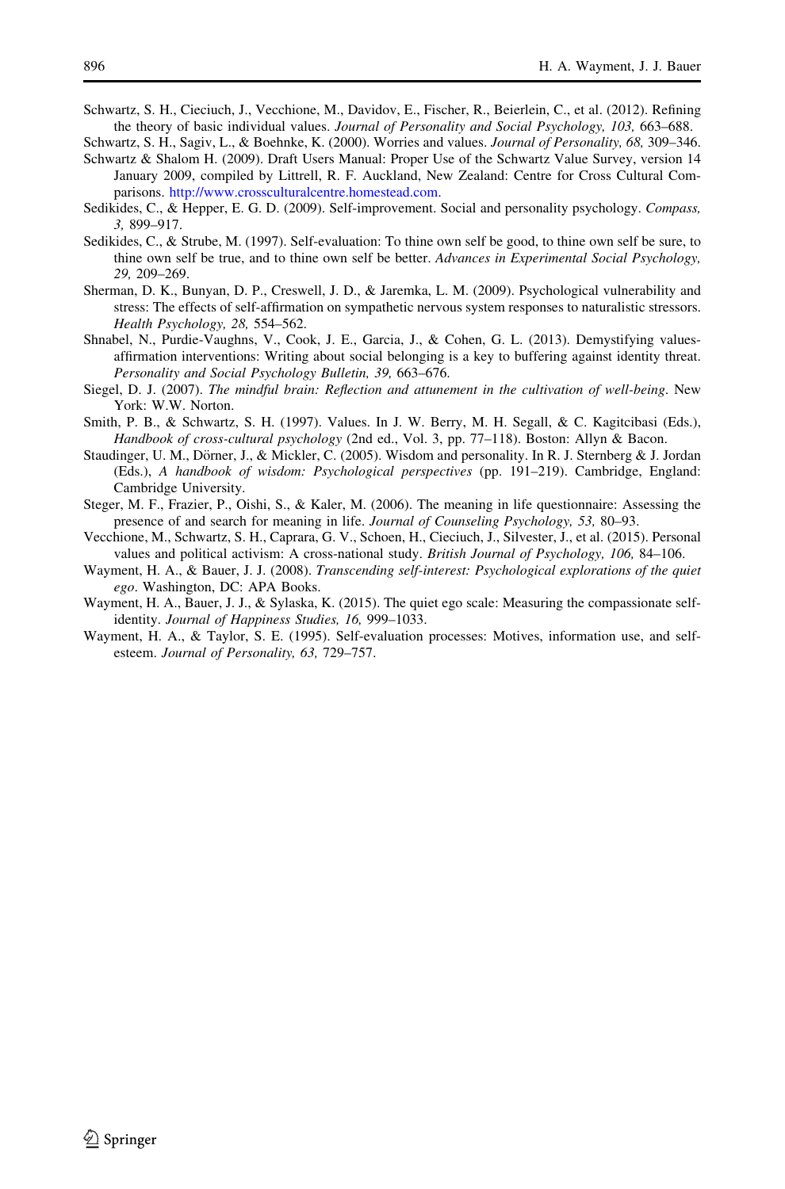Schwartz, S. H., Cieciuch, J., Vecchione, M., Davidov, E., Fischer, R., Beierlein, C., et al. (2012). Refining the theory of basic individual values. *Journal of Personality and Social Psychology, 103,* 663–688.

Schwartz, S. H., Sagiv, L., & Boehnke, K. (2000). Worries and values. *Journal of Personality, 68,* 309–346.

Schwartz & Shalom H. (2009). Draft Users Manual: Proper Use of the Schwartz Value Survey, version 14 January 2009, compiled by Littrell, R. F. Auckland, New Zealand: Centre for Cross Cultural Comparisons. http://www.crossculturalcentre.homestead.com.

Sedikides, C., & Hepper, E. G. D. (2009). Self-improvement. Social and personality psychology. *Compass, 3,* 899–917.

Sedikides, C., & Strube, M. (1997). Self-evaluation: To thine own self be good, to thine own self be sure, to thine own self be true, and to thine own self be better. *Advances in Experimental Social Psychology, 29,* 209–269.

Sherman, D. K., Bunyan, D. P., Creswell, J. D., & Jaremka, L. M. (2009). Psychological vulnerability and stress: The effects of self-affirmation on sympathetic nervous system responses to naturalistic stressors. *Health Psychology, 28,* 554–562.

Shnabel, N., Purdie-Vaughns, V., Cook, J. E., Garcia, J., & Cohen, G. L. (2013). Demystifying values-affirmation interventions: Writing about social belonging is a key to buffering against identity threat. *Personality and Social Psychology Bulletin, 39,* 663–676.

Siegel, D. J. (2007). *The mindful brain: Reflection and attunement in the cultivation of well-being*. New York: W.W. Norton.

Smith, P. B., & Schwartz, S. H. (1997). Values. In J. W. Berry, M. H. Segall, & C. Kagitcibasi (Eds.), *Handbook of cross-cultural psychology* (2nd ed., Vol. 3, pp. 77–118). Boston: Allyn & Bacon.

Staudinger, U. M., Dörner, J., & Mickler, C. (2005). Wisdom and personality. In R. J. Sternberg & J. Jordan (Eds.), *A handbook of wisdom: Psychological perspectives* (pp. 191–219). Cambridge, England: Cambridge University.

Steger, M. F., Frazier, P., Oishi, S., & Kaler, M. (2006). The meaning in life questionnaire: Assessing the presence of and search for meaning in life. *Journal of Counseling Psychology, 53,* 80–93.

Vecchione, M., Schwartz, S. H., Caprara, G. V., Schoen, H., Cieciuch, J., Silvester, J., et al. (2015). Personal values and political activism: A cross-national study. *British Journal of Psychology, 106,* 84–106.

Wayment, H. A., & Bauer, J. J. (2008). *Transcending self-interest: Psychological explorations of the quiet ego*. Washington, DC: APA Books.

Wayment, H. A., Bauer, J. J., & Sylaska, K. (2015). The quiet ego scale: Measuring the compassionate self-identity. *Journal of Happiness Studies, 16,* 999–1033.

Wayment, H. A., & Taylor, S. E. (1995). Self-evaluation processes: Motives, information use, and self-esteem. *Journal of Personality, 63,* 729–757.